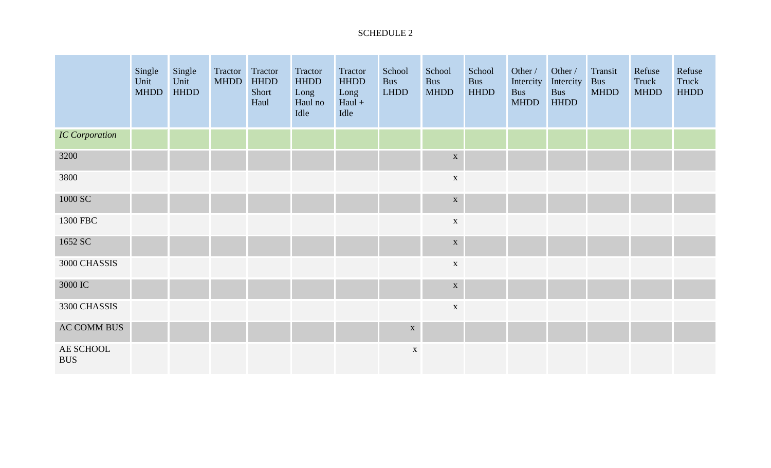SCHEDULE 2

| | Single Unit MHDD | Single Unit HHDD | Tractor MHDD | Tractor HHDD Short Haul | Tractor HHDD Long Haul no Idle | Tractor HHDD Long Haul + Idle | School Bus LHDD | School Bus MHDD | School Bus HHDD | Other / Intercity Bus MHDD | Other / Intercity Bus HHDD | Transit Bus MHDD | Refuse Truck MHDD | Refuse Truck HHDD |
|---|---|---|---|---|---|---|---|---|---|---|---|---|---|---|
| *IC Corporation* | | | | | | | | | | | | | | |
| 3200 | | | | | | | | x | | | | | | |
| 3800 | | | | | | | | x | | | | | | |
| 1000 SC | | | | | | | | x | | | | | | |
| 1300 FBC | | | | | | | | x | | | | | | |
| 1652 SC | | | | | | | | x | | | | | | |
| 3000 CHASSIS | | | | | | | | x | | | | | | |
| 3000 IC | | | | | | | | x | | | | | | |
| 3300 CHASSIS | | | | | | | | x | | | | | | |
| AC COMM BUS | | | | | | | x | | | | | | | |
| AE SCHOOL BUS | | | | | | | x | | | | | | | |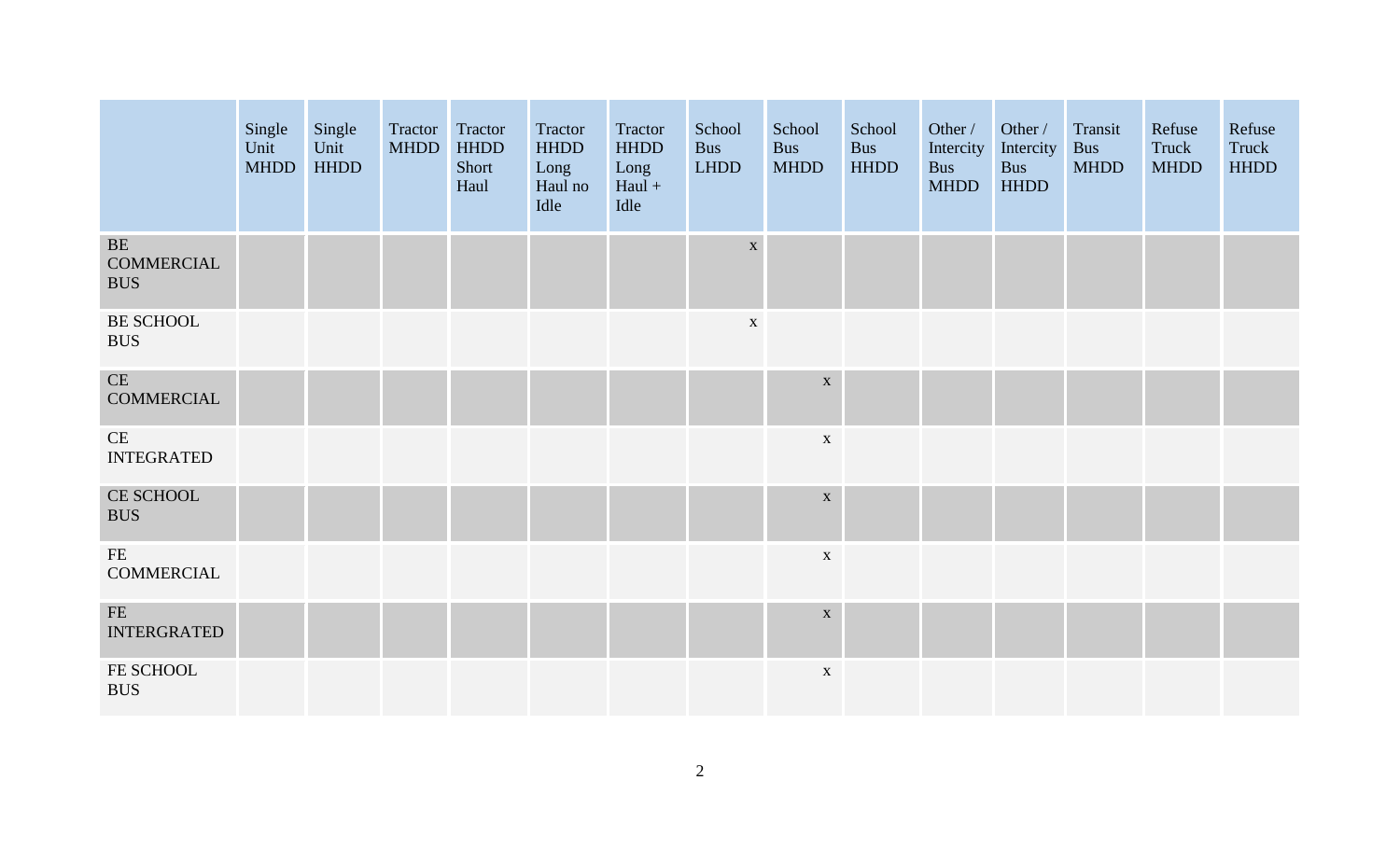| | Single Unit MHDD | Single Unit HHDD | Tractor MHDD | Tractor HHDD Short Haul | Tractor HHDD Long Haul no Idle | Tractor HHDD Long Haul + Idle | School Bus LHDD | School Bus MHDD | School Bus HHDD | Other / Intercity Bus MHDD | Other / Intercity Bus HHDD | Transit Bus MHDD | Refuse Truck MHDD | Refuse Truck HHDD |
|---|---|---|---|---|---|---|---|---|---|---|---|---|---|---|
| BE COMMERCIAL BUS | | | | | | | x | | | | | | | |
| BE SCHOOL BUS | | | | | | | x | | | | | | | |
| CE COMMERCIAL | | | | | | | | x | | | | | | |
| CE INTEGRATED | | | | | | | | x | | | | | | |
| CE SCHOOL BUS | | | | | | | | x | | | | | | |
| FE COMMERCIAL | | | | | | | | x | | | | | | |
| FE INTERGRATED | | | | | | | | x | | | | | | |
| FE SCHOOL BUS | | | | | | | | x | | | | | | |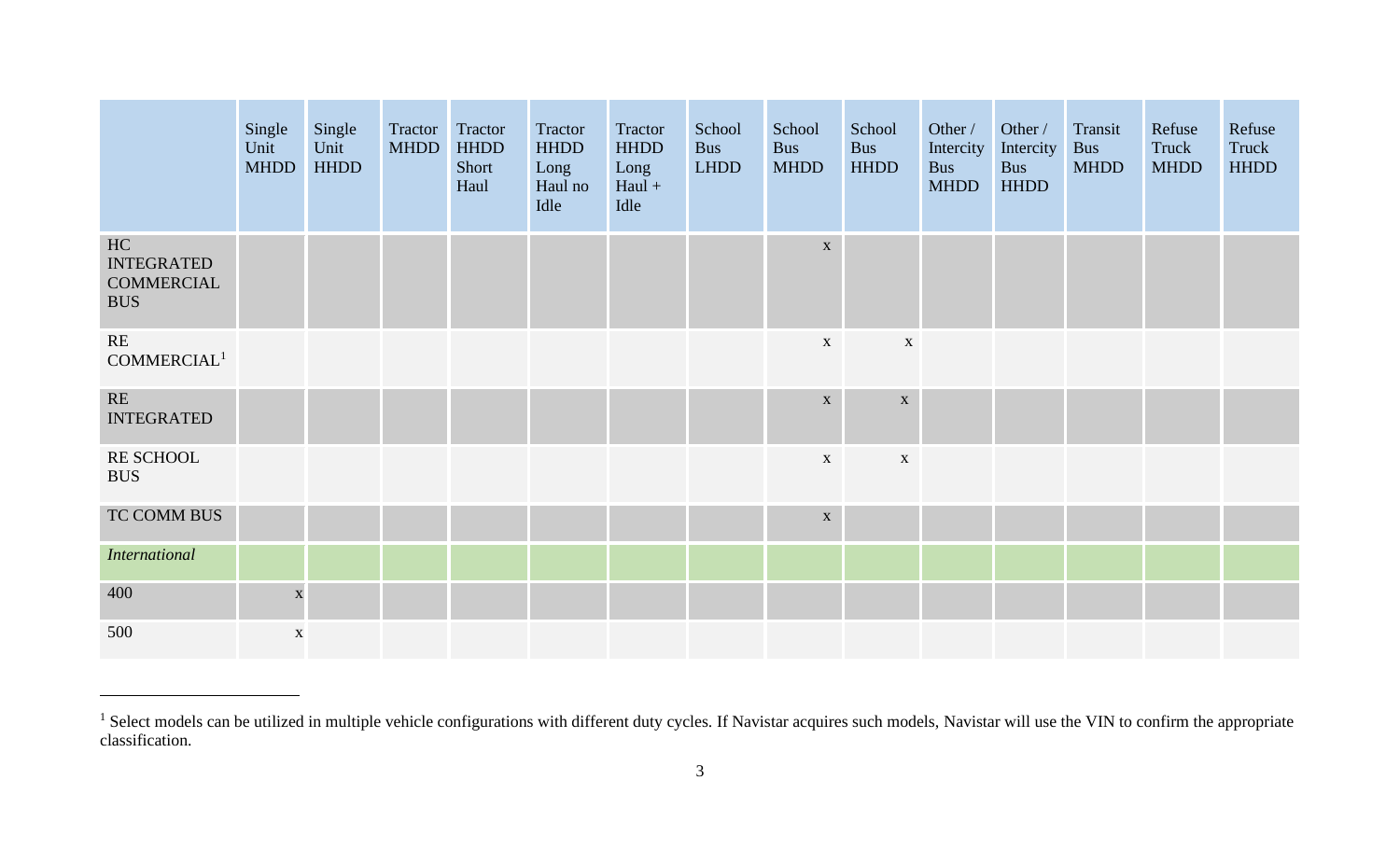| | Single Unit MHDD | Single Unit HHDD | Tractor MHDD | Tractor HHDD Short Haul | Tractor HHDD Long Haul no Idle | Tractor HHDD Long Haul + Idle | School Bus LHDD | School Bus MHDD | School Bus HHDD | Other / Intercity Bus MHDD | Other / Intercity Bus HHDD | Transit Bus MHDD | Refuse Truck MHDD | Refuse Truck HHDD |
|---|---|---|---|---|---|---|---|---|---|---|---|---|---|---|
| HC INTEGRATED COMMERCIAL BUS | | | | | | | | x | | | | | | |
| RE COMMERCIAL[1] | | | | | | | | x | x | | | | | |
| RE INTEGRATED | | | | | | | | x | x | | | | | |
| RE SCHOOL BUS | | | | | | | | x | x | | | | | |
| TC COMM BUS | | | | | | | | x | | | | | | |
| *International* | | | | | | | | | | | | | | |
| 400 | x | | | | | | | | | | | | | |
| 500 | x | | | | | | | | | | | | | |

[1] Select models can be utilized in multiple vehicle configurations with different duty cycles. If Navistar acquires such models, Navistar will use the VIN to confirm the appropriate classification.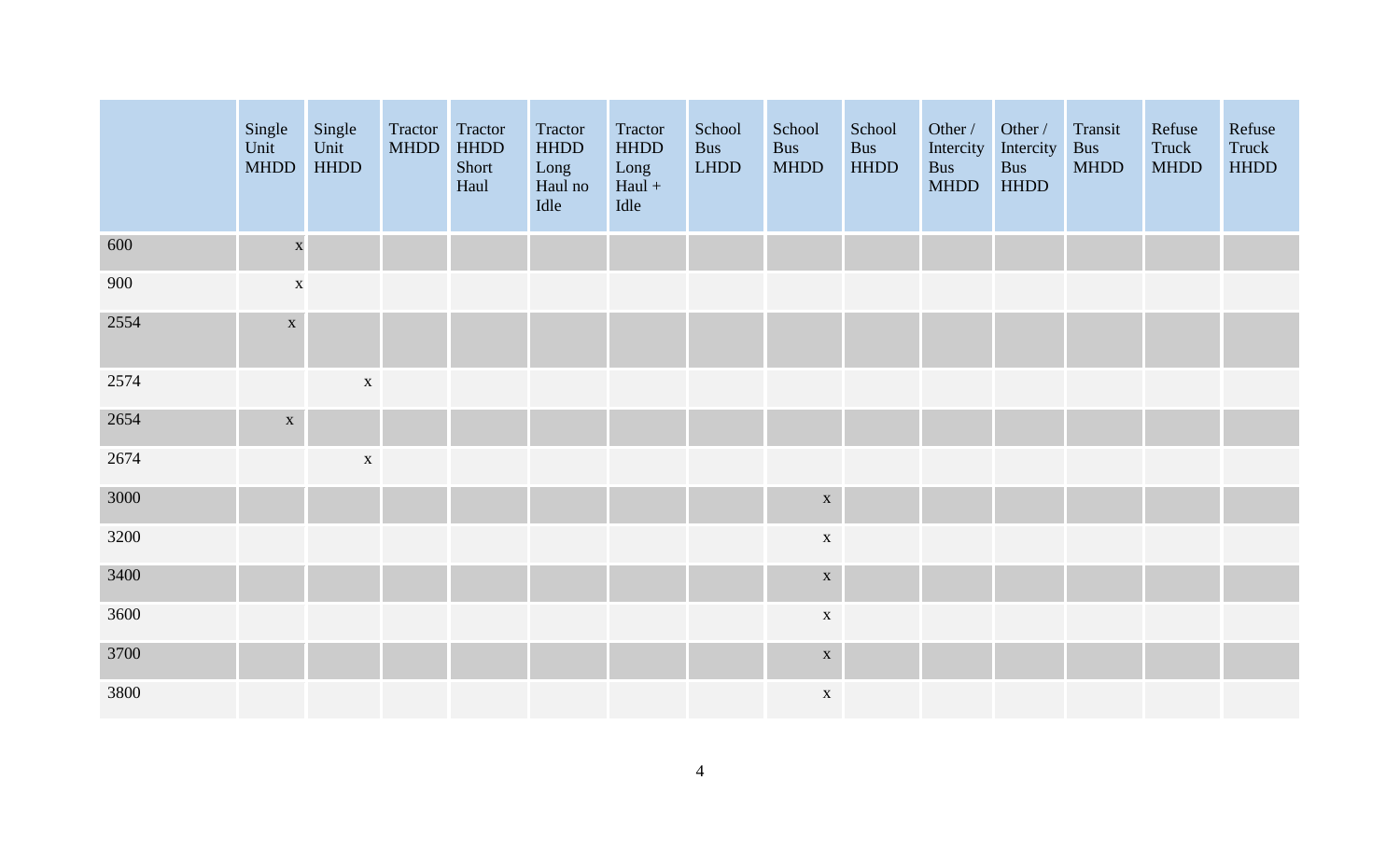| | Single Unit MHDD | Single Unit HHDD | Tractor MHDD | Tractor HHDD Short Haul | Tractor HHDD Long Haul no Idle | Tractor HHDD Long Haul + Idle | School Bus LHDD | School Bus MHDD | School Bus HHDD | Other / Intercity Bus MHDD | Other / Intercity Bus HHDD | Transit Bus MHDD | Refuse Truck MHDD | Refuse Truck HHDD |
|---|---|---|---|---|---|---|---|---|---|---|---|---|---|---|
| 600 | x | | | | | | | | | | | | | |
| 900 | x | | | | | | | | | | | | | |
| 2554 | x | | | | | | | | | | | | | |
| 2574 | | x | | | | | | | | | | | | |
| 2654 | x | | | | | | | | | | | | | |
| 2674 | | x | | | | | | | | | | | | |
| 3000 | | | | | | | | x | | | | | | |
| 3200 | | | | | | | | x | | | | | | |
| 3400 | | | | | | | | x | | | | | | |
| 3600 | | | | | | | | x | | | | | | |
| 3700 | | | | | | | | x | | | | | | |
| 3800 | | | | | | | | x | | | | | | |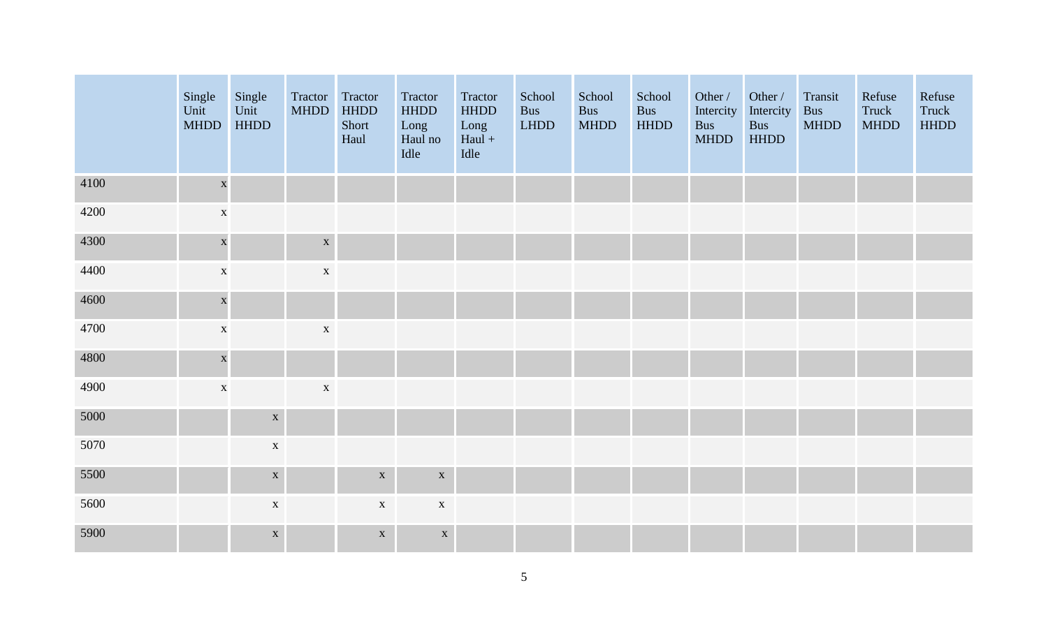| | Single Unit MHDD | Single Unit HHDD | Tractor MHDD | Tractor HHDD Short Haul | Tractor HHDD Long Haul no Idle | Tractor HHDD Long Haul + Idle | School Bus LHDD | School Bus MHDD | School Bus HHDD | Other / Intercity Bus MHDD | Other / Intercity Bus HHDD | Transit Bus MHDD | Refuse Truck MHDD | Refuse Truck HHDD |
|---|---|---|---|---|---|---|---|---|---|---|---|---|---|---|
| 4100 | x | | | | | | | | | | | | | |
| 4200 | x | | | | | | | | | | | | | |
| 4300 | x | | x | | | | | | | | | | | |
| 4400 | x | | x | | | | | | | | | | | |
| 4600 | x | | | | | | | | | | | | | |
| 4700 | x | | x | | | | | | | | | | | |
| 4800 | x | | | | | | | | | | | | | |
| 4900 | x | | x | | | | | | | | | | | |
| 5000 | | x | | | | | | | | | | | | |
| 5070 | | x | | | | | | | | | | | | |
| 5500 | | x | | x | x | | | | | | | | | |
| 5600 | | x | | x | x | | | | | | | | | |
| 5900 | | x | | x | x | | | | | | | | | |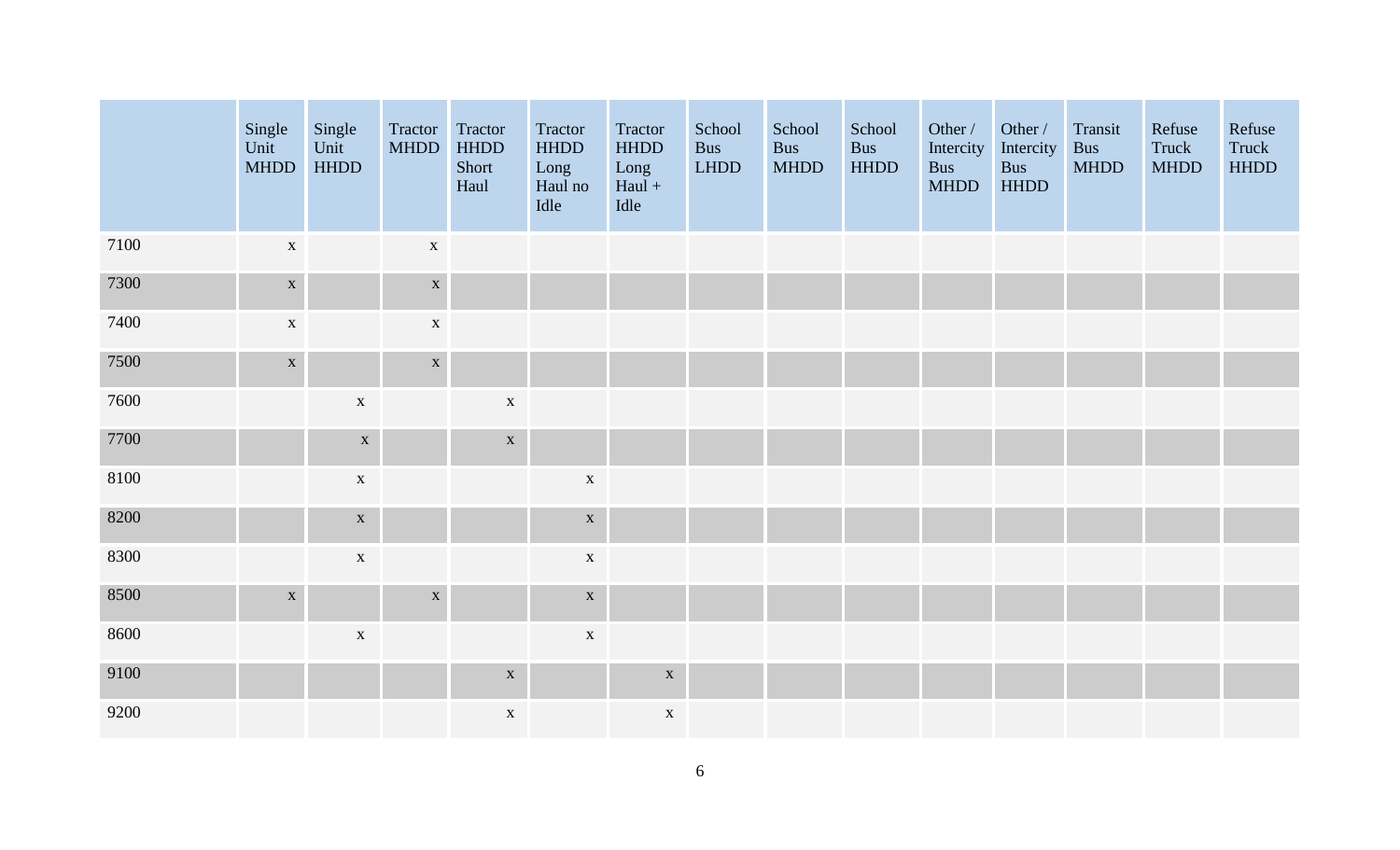| | Single Unit MHDD | Single Unit HHDD | Tractor MHDD | Tractor HHDD Short Haul | Tractor HHDD Long Haul no Idle | Tractor HHDD Long Haul + Idle | School Bus LHDD | School Bus MHDD | School Bus HHDD | Other / Intercity Bus MHDD | Other / Intercity Bus HHDD | Transit Bus MHDD | Refuse Truck MHDD | Refuse Truck HHDD |
|---|---|---|---|---|---|---|---|---|---|---|---|---|---|---|
| 7100 | x | | x | | | | | | | | | | | |
| 7300 | x | | x | | | | | | | | | | | |
| 7400 | x | | x | | | | | | | | | | | |
| 7500 | x | | x | | | | | | | | | | | |
| 7600 | | x | | x | | | | | | | | | | |
| 7700 | | x | | x | | | | | | | | | | |
| 8100 | | x | | | x | | | | | | | | | |
| 8200 | | x | | | x | | | | | | | | | |
| 8300 | | x | | | x | | | | | | | | | |
| 8500 | x | | x | | x | | | | | | | | | |
| 8600 | | x | | | x | | | | | | | | | |
| 9100 | | | | x | | x | | | | | | | | |
| 9200 | | | | x | | x | | | | | | | | |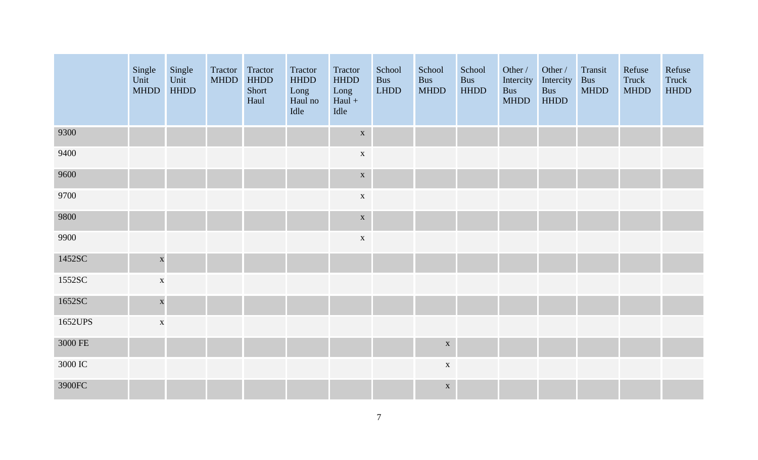| | Single Unit MHDD | Single Unit HHDD | Tractor MHDD | Tractor HHDD Short Haul | Tractor HHDD Long Haul no Idle | Tractor HHDD Long Haul + Idle | School Bus LHDD | School Bus MHDD | School Bus HHDD | Other / Intercity Bus MHDD | Other / Intercity Bus HHDD | Transit Bus MHDD | Refuse Truck MHDD | Refuse Truck HHDD |
|---|---|---|---|---|---|---|---|---|---|---|---|---|---|---|
| 9300 | | | | | | x | | | | | | | | |
| 9400 | | | | | | x | | | | | | | | |
| 9600 | | | | | | x | | | | | | | | |
| 9700 | | | | | | x | | | | | | | | |
| 9800 | | | | | | x | | | | | | | | |
| 9900 | | | | | | x | | | | | | | | |
| 1452SC | x | | | | | | | | | | | | | |
| 1552SC | x | | | | | | | | | | | | | |
| 1652SC | x | | | | | | | | | | | | | |
| 1652UPS | x | | | | | | | | | | | | | |
| 3000 FE | | | | | | | | x | | | | | | |
| 3000 IC | | | | | | | | x | | | | | | |
| 3900FC | | | | | | | | x | | | | | | |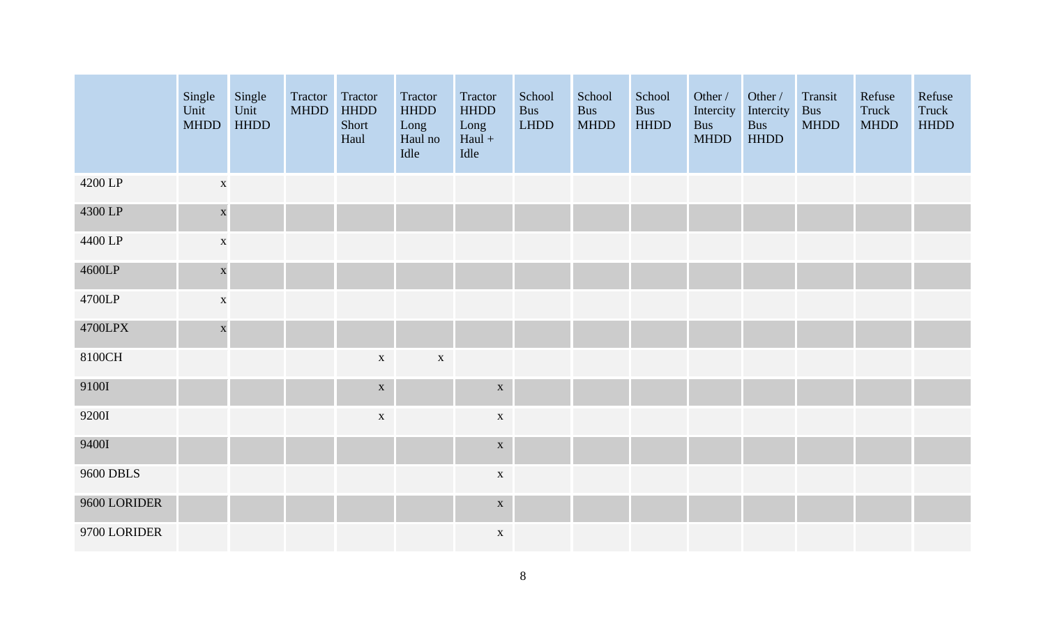| | Single Unit MHDD | Single Unit HHDD | Tractor MHDD | Tractor HHDD Short Haul | Tractor HHDD Long Haul no Idle | Tractor HHDD Long Haul + Idle | School Bus LHDD | School Bus MHDD | School Bus HHDD | Other / Intercity Bus MHDD | Other / Intercity Bus HHDD | Transit Bus MHDD | Refuse Truck MHDD | Refuse Truck HHDD |
|---|---|---|---|---|---|---|---|---|---|---|---|---|---|---|
| 4200 LP | x | | | | | | | | | | | | | |
| 4300 LP | x | | | | | | | | | | | | | |
| 4400 LP | x | | | | | | | | | | | | | |
| 4600LP | x | | | | | | | | | | | | | |
| 4700LP | x | | | | | | | | | | | | | |
| 4700LPX | x | | | | | | | | | | | | | |
| 8100CH | | | | x | x | | | | | | | | | |
| 9100I | | | | x | | x | | | | | | | | |
| 9200I | | | | x | | x | | | | | | | | |
| 9400I | | | | | | x | | | | | | | | |
| 9600 DBLS | | | | | | x | | | | | | | | |
| 9600 LORIDER | | | | | | x | | | | | | | | |
| 9700 LORIDER | | | | | | x | | | | | | | | |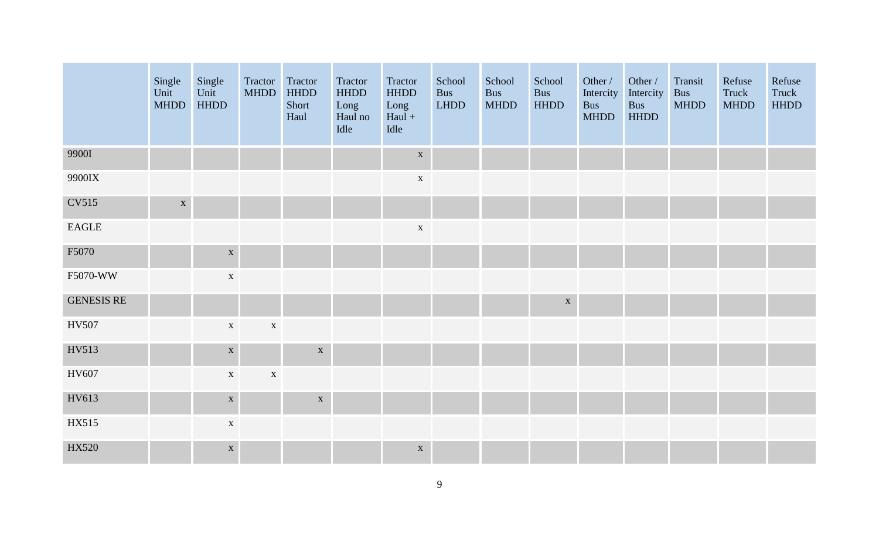| | Single Unit MHDD | Single Unit HHDD | Tractor MHDD | Tractor HHDD Short Haul | Tractor HHDD Long Haul no Idle | Tractor HHDD Long Haul + Idle | School Bus LHDD | School Bus MHDD | School Bus HHDD | Other / Intercity Bus MHDD | Other / Intercity Bus HHDD | Transit Bus MHDD | Refuse Truck MHDD | Refuse Truck HHDD |
|---|---|---|---|---|---|---|---|---|---|---|---|---|---|---|
| 9900I | | | | | | x | | | | | | | | |
| 9900IX | | | | | | x | | | | | | | | |
| CV515 | x | | | | | | | | | | | | | |
| EAGLE | | | | | | x | | | | | | | | |
| F5070 | | x | | | | | | | | | | | | |
| F5070-WW | | x | | | | | | | | | | | | |
| GENESIS RE | | | | | | | | | x | | | | | |
| HV507 | | x | x | | | | | | | | | | | |
| HV513 | | x | | x | | | | | | | | | | |
| HV607 | | x | x | | | | | | | | | | | |
| HV613 | | x | | x | | | | | | | | | | |
| HX515 | | x | | | | | | | | | | | | |
| HX520 | | x | | | | x | | | | | | | | |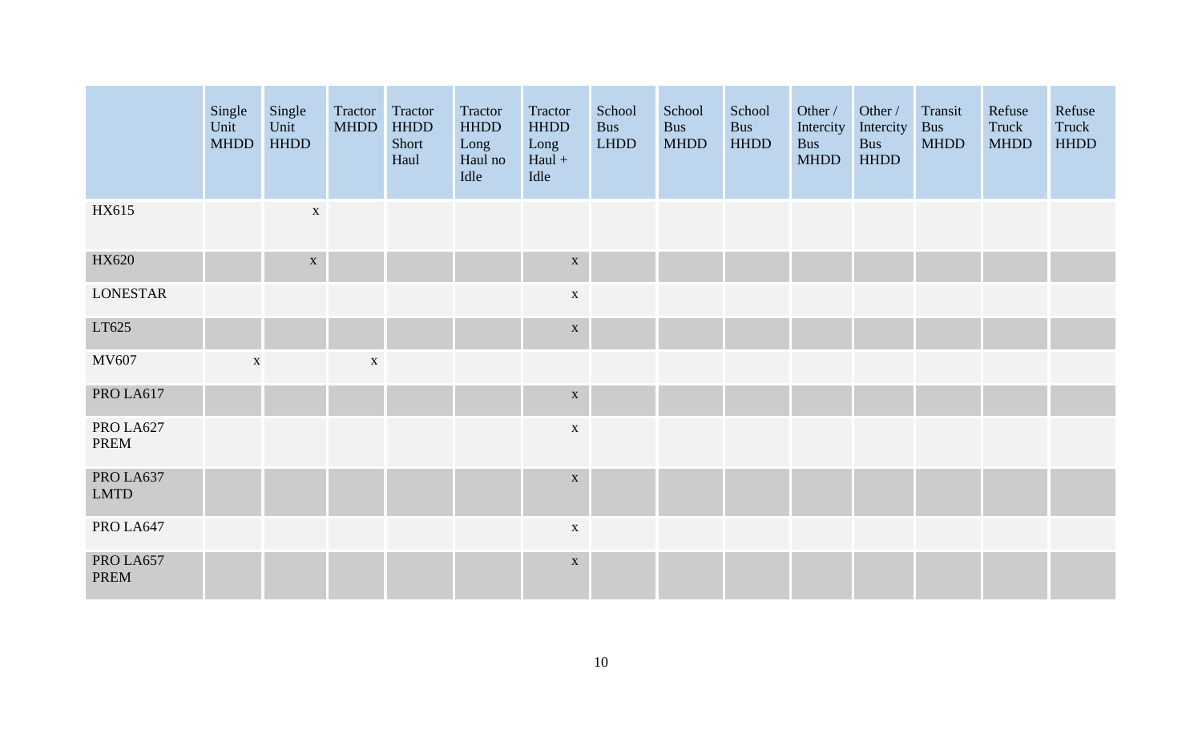| | Single Unit MHDD | Single Unit HHDD | Tractor MHDD | Tractor HHDD Short Haul | Tractor HHDD Long Haul no Idle | Tractor HHDD Long Haul + Idle | School Bus LHDD | School Bus MHDD | School Bus HHDD | Other / Intercity Bus MHDD | Other / Intercity Bus HHDD | Transit Bus MHDD | Refuse Truck MHDD | Refuse Truck HHDD |
|---|---|---|---|---|---|---|---|---|---|---|---|---|---|---|
| HX615 | | x | | | | | | | | | | | | |
| HX620 | | x | | | | x | | | | | | | | |
| LONESTAR | | | | | | x | | | | | | | | |
| LT625 | | | | | | x | | | | | | | | |
| MV607 | x | | x | | | | | | | | | | | |
| PRO LA617 | | | | | | x | | | | | | | | |
| PRO LA627 PREM | | | | | | x | | | | | | | | |
| PRO LA637 LMTD | | | | | | x | | | | | | | | |
| PRO LA647 | | | | | | x | | | | | | | | |
| PRO LA657 PREM | | | | | | x | | | | | | | | |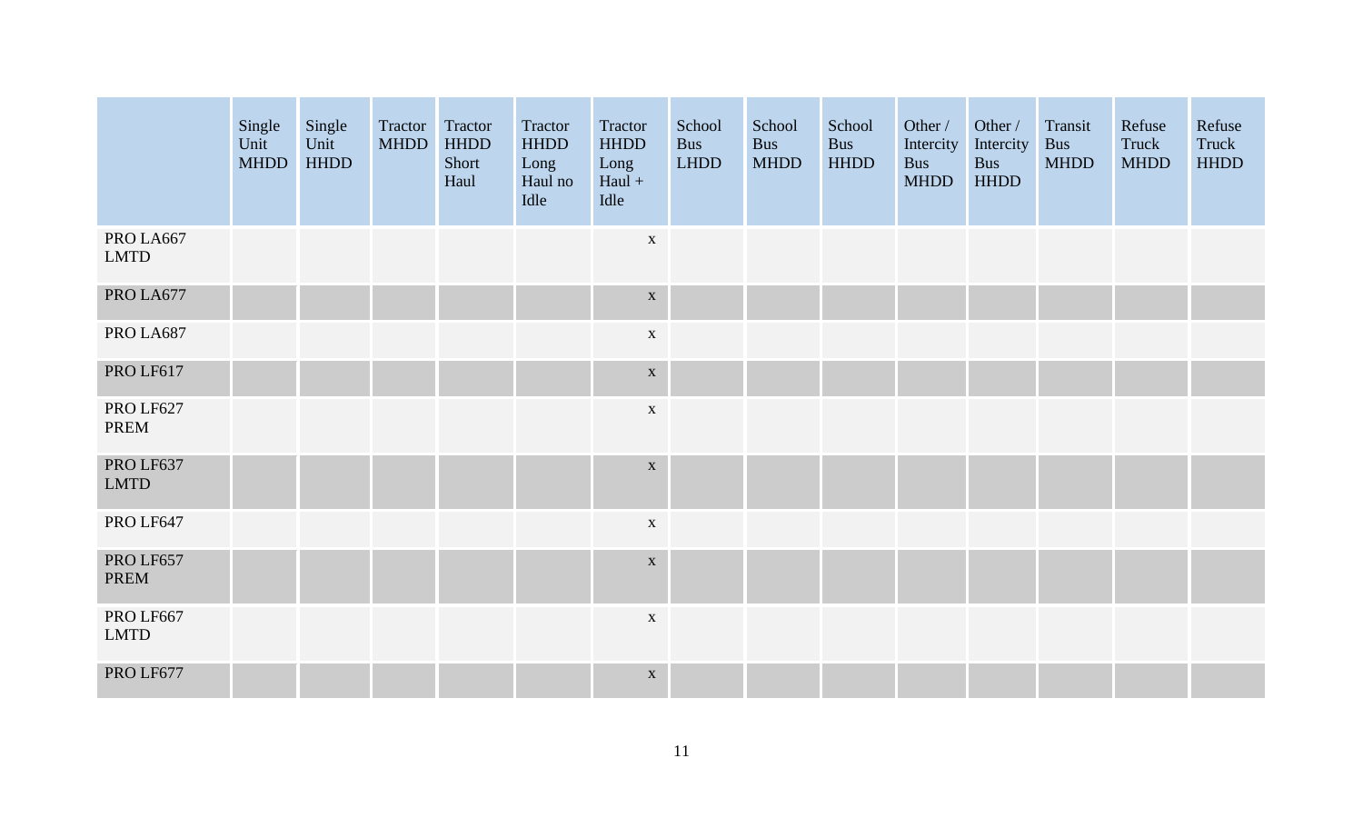| | Single Unit MHDD | Single Unit HHDD | Tractor MHDD | Tractor HHDD Short Haul | Tractor HHDD Long Haul no Idle | Tractor HHDD Long Haul + Idle | School Bus LHDD | School Bus MHDD | School Bus HHDD | Other / Intercity Bus MHDD | Other / Intercity Bus HHDD | Transit Bus MHDD | Refuse Truck MHDD | Refuse Truck HHDD |
|---|---|---|---|---|---|---|---|---|---|---|---|---|---|---|
| PRO LA667 LMTD | | | | | | x | | | | | | | | |
| PRO LA677 | | | | | | x | | | | | | | | |
| PRO LA687 | | | | | | x | | | | | | | | |
| PRO LF617 | | | | | | x | | | | | | | | |
| PRO LF627 PREM | | | | | | x | | | | | | | | |
| PRO LF637 LMTD | | | | | | x | | | | | | | | |
| PRO LF647 | | | | | | x | | | | | | | | |
| PRO LF657 PREM | | | | | | x | | | | | | | | |
| PRO LF667 LMTD | | | | | | x | | | | | | | | |
| PRO LF677 | | | | | | x | | | | | | | | |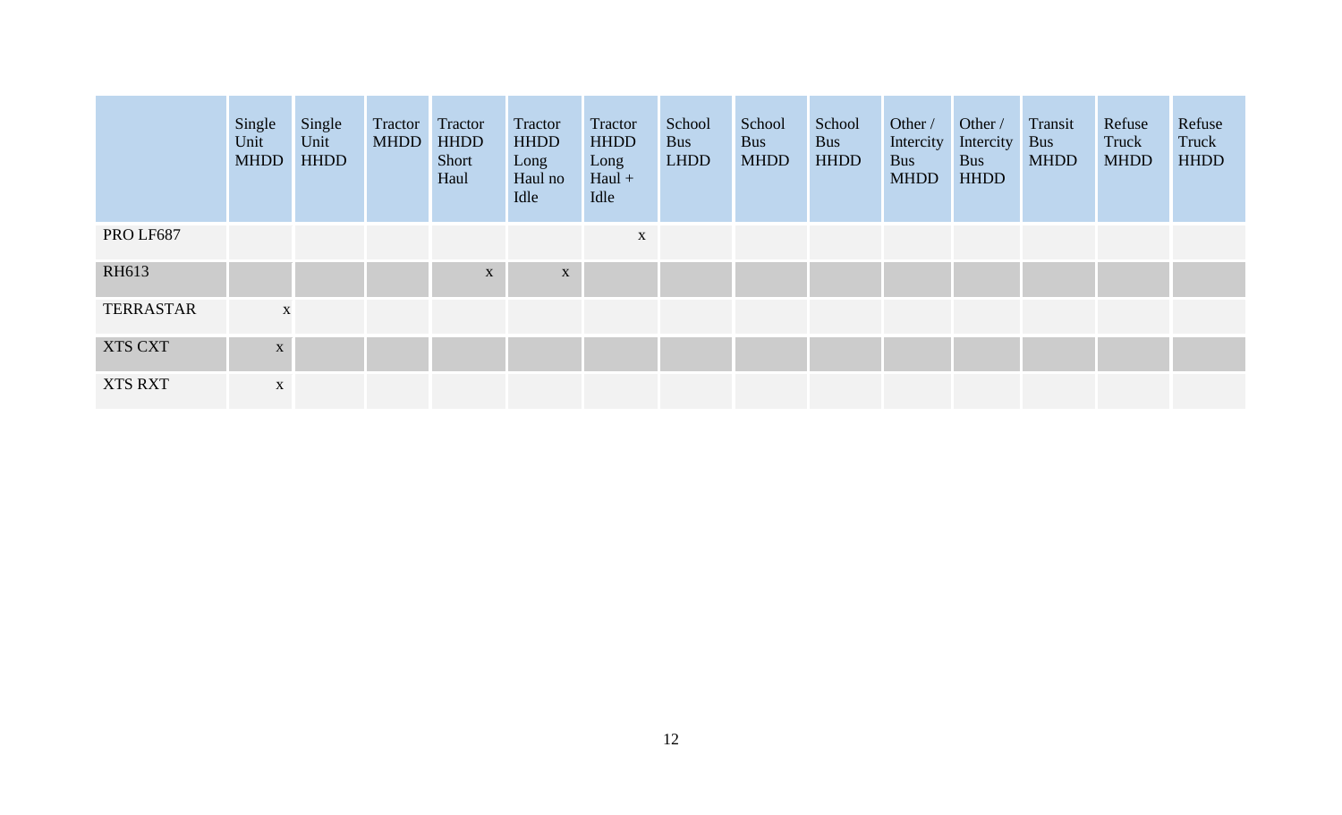| | Single Unit MHDD | Single Unit HHDD | Tractor MHDD | Tractor HHDD Short Haul | Tractor HHDD Long Haul no Idle | Tractor HHDD Long Haul + Idle | School Bus LHDD | School Bus MHDD | School Bus HHDD | Other / Intercity Bus MHDD | Other / Intercity Bus HHDD | Transit Bus MHDD | Refuse Truck MHDD | Refuse Truck HHDD |
|---|---|---|---|---|---|---|---|---|---|---|---|---|---|---|
| PRO LF687 | | | | | | x | | | | | | | | |
| RH613 | | | | x | x | | | | | | | | | |
| TERRASTAR | x | | | | | | | | | | | | | |
| XTS CXT | x | | | | | | | | | | | | | |
| XTS RXT | x | | | | | | | | | | | | | |